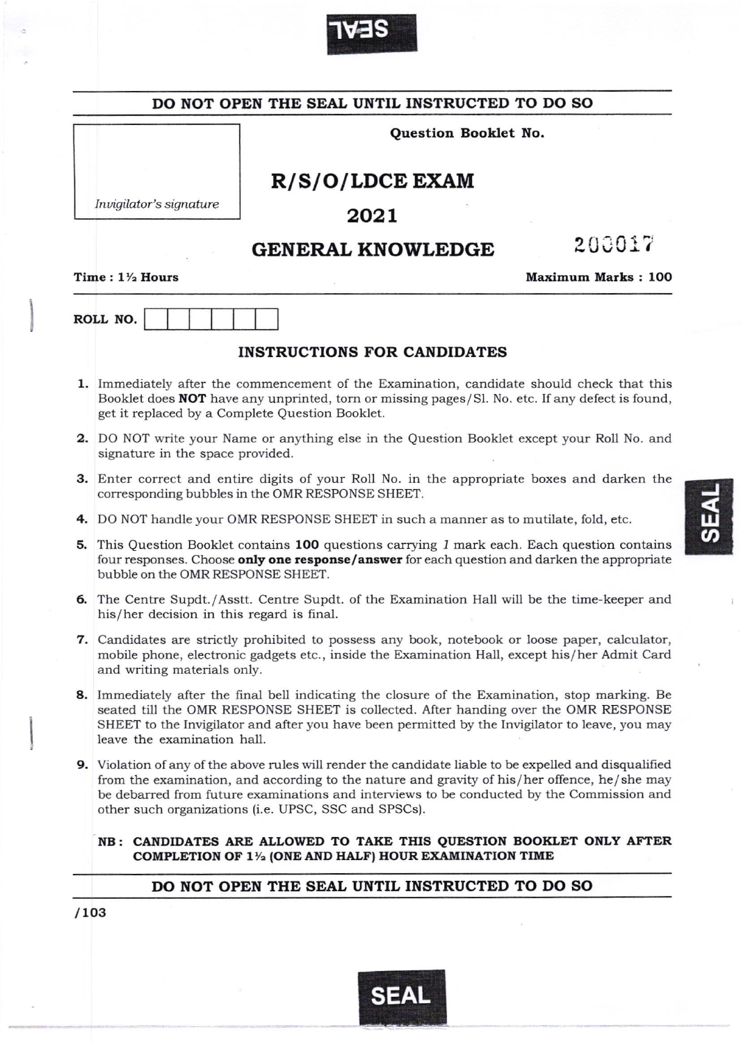**DO NOT OPEN THE SEAL UNTIL INSTRUCTED TO DO SO**

*Invigilator's signature*

**Question Booklet No.**

# R/S/O/LDCE EXAM

## 2021

## GENERAL KNOWLEDGE

200017

**Time : 1½ Hours** **Maximum Marks : 100**

**ROLL NO.** | | | | | | |

### INSTRUCTIONS FOR CANDIDATES

1. Immediately after the commencement of the Examination, candidate should check that this Booklet does **NOT** have any unprinted, torn or missing pages/Sl. No. etc. If any defect is found, get it replaced by a Complete Question Booklet.
2. DO NOT write your Name or anything else in the Question Booklet except your Roll No. and signature in the space provided.
3. Enter correct and entire digits of your Roll No. in the appropriate boxes and darken the corresponding bubbles in the OMR RESPONSE SHEET.
4. DO NOT handle your OMR RESPONSE SHEET in such a manner as to mutilate, fold, etc.
5. This Question Booklet contains **100** questions carrying *1* mark each. Each question contains four responses. Choose **only one response/answer** for each question and darken the appropriate bubble on the OMR RESPONSE SHEET.
6. The Centre Supdt./Asstt. Centre Supdt. of the Examination Hall will be the time-keeper and his/her decision in this regard is final.
7. Candidates are strictly prohibited to possess any book, notebook or loose paper, calculator, mobile phone, electronic gadgets etc., inside the Examination Hall, except his/her Admit Card and writing materials only.
8. Immediately after the final bell indicating the closure of the Examination, stop marking. Be seated till the OMR RESPONSE SHEET is collected. After handing over the OMR RESPONSE SHEET to the Invigilator and after you have been permitted by the Invigilator to leave, you may leave the examination hall.
9. Violation of any of the above rules will render the candidate liable to be expelled and disqualified from the examination, and according to the nature and gravity of his/her offence, he/she may be debarred from future examinations and interviews to be conducted by the Commission and other such organizations (i.e. UPSC, SSC and SPSCs).

**NB : CANDIDATES ARE ALLOWED TO TAKE THIS QUESTION BOOKLET ONLY AFTER COMPLETION OF 1½ (ONE AND HALF) HOUR EXAMINATION TIME**

**DO NOT OPEN THE SEAL UNTIL INSTRUCTED TO DO SO**

/103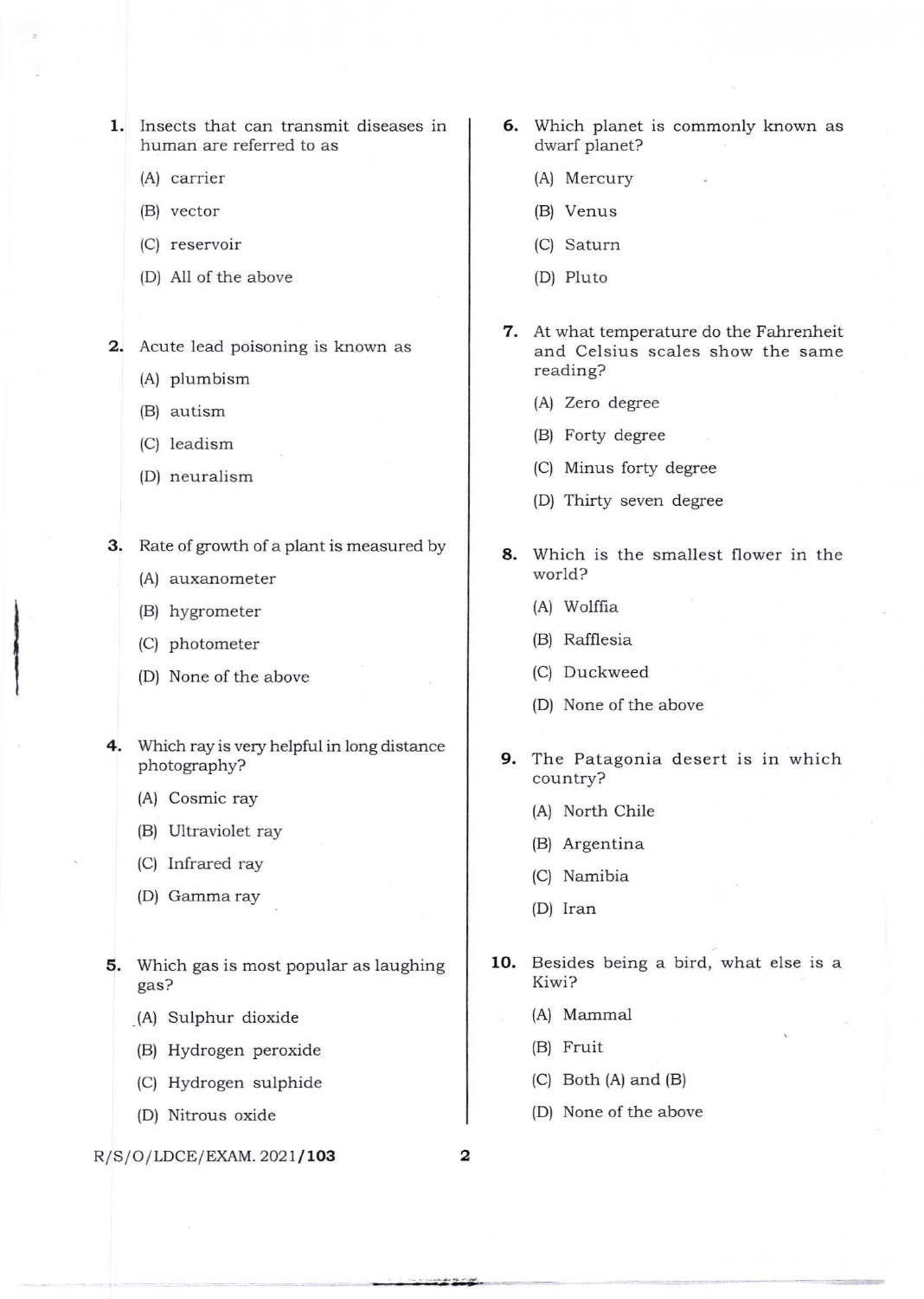1. Insects that can transmit diseases in human are referred to as

   (A) carrier

   (B) vector

   (C) reservoir

   (D) All of the above

2. Acute lead poisoning is known as

   (A) plumbism

   (B) autism

   (C) leadism

   (D) neuralism

3. Rate of growth of a plant is measured by

   (A) auxanometer

   (B) hygrometer

   (C) photometer

   (D) None of the above

4. Which ray is very helpful in long distance photography?

   (A) Cosmic ray

   (B) Ultraviolet ray

   (C) Infrared ray

   (D) Gamma ray

5. Which gas is most popular as laughing gas?

   (A) Sulphur dioxide

   (B) Hydrogen peroxide

   (C) Hydrogen sulphide

   (D) Nitrous oxide

6. Which planet is commonly known as dwarf planet?

   (A) Mercury

   (B) Venus

   (C) Saturn

   (D) Pluto

7. At what temperature do the Fahrenheit and Celsius scales show the same reading?

   (A) Zero degree

   (B) Forty degree

   (C) Minus forty degree

   (D) Thirty seven degree

8. Which is the smallest flower in the world?

   (A) Wolffia

   (B) Rafflesia

   (C) Duckweed

   (D) None of the above

9. The Patagonia desert is in which country?

   (A) North Chile

   (B) Argentina

   (C) Namibia

   (D) Iran

10. Besides being a bird, what else is a Kiwi?

    (A) Mammal

    (B) Fruit

    (C) Both (A) and (B)

    (D) None of the above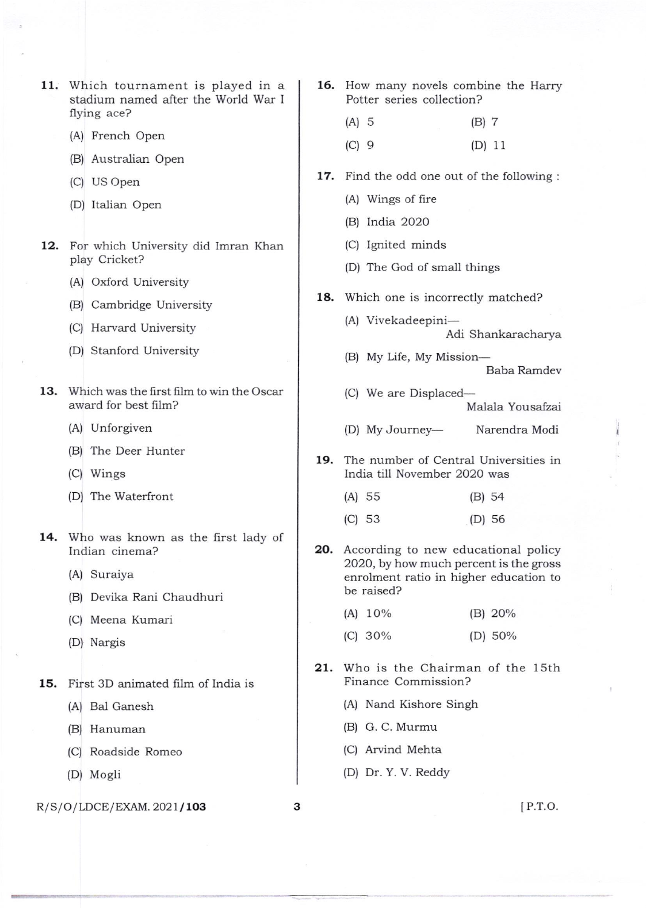11. Which tournament is played in a stadium named after the World War I flying ace?

    (A) French Open

    (B) Australian Open

    (C) US Open

    (D) Italian Open

12. For which University did Imran Khan play Cricket?

    (A) Oxford University

    (B) Cambridge University

    (C) Harvard University

    (D) Stanford University

13. Which was the first film to win the Oscar award for best film?

    (A) Unforgiven

    (B) The Deer Hunter

    (C) Wings

    (D) The Waterfront

14. Who was known as the first lady of Indian cinema?

    (A) Suraiya

    (B) Devika Rani Chaudhuri

    (C) Meena Kumari

    (D) Nargis

15. First 3D animated film of India is

    (A) Bal Ganesh

    (B) Hanuman

    (C) Roadside Romeo

    (D) Mogli

16. How many novels combine the Harry Potter series collection?

    (A) 5 (B) 7

    (C) 9 (D) 11

17. Find the odd one out of the following :

    (A) Wings of fire

    (B) India 2020

    (C) Ignited minds

    (D) The God of small things

18. Which one is incorrectly matched?

    (A) Vivekadeepini— Adi Shankaracharya

    (B) My Life, My Mission— Baba Ramdev

    (C) We are Displaced— Malala Yousafzai

    (D) My Journey— Narendra Modi

19. The number of Central Universities in India till November 2020 was

    (A) 55 (B) 54

    (C) 53 (D) 56

20. According to new educational policy 2020, by how much percent is the gross enrolment ratio in higher education to be raised?

    (A) 10% (B) 20%

    (C) 30% (D) 50%

21. Who is the Chairman of the 15th Finance Commission?

    (A) Nand Kishore Singh

    (B) G. C. Murmu

    (C) Arvind Mehta

    (D) Dr. Y. V. Reddy

R/S/O/LDCE/EXAM. 2021/103

[P.T.O.